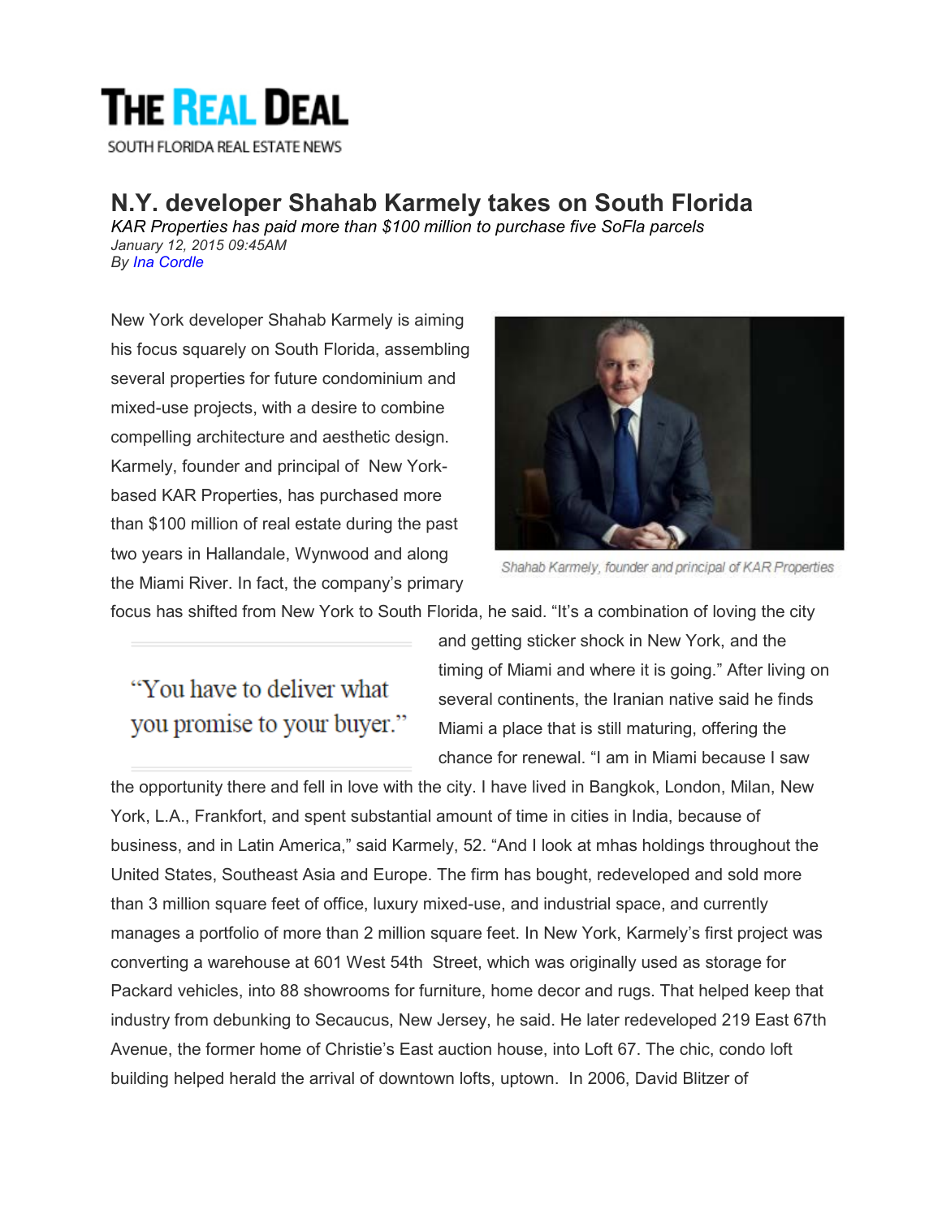# THE REAL DEAL

SOUTH FLORIDA REAL ESTATE NEWS

## N.Y. developer Shahab Karmely takes on South Florida

*KAR Properties has paid more than $100 million to purchase five SoFla parcels*

*January 12, 2015 09:45AM*

*By Ina Cordle*

Shahab Karmely, founder and principal of KAR Properties

New York developer Shahab Karmely is aiming his focus squarely on South Florida, assembling several properties for future condominium and mixed-use projects, with a desire to combine compelling architecture and aesthetic design. Karmely, founder and principal of New York-based KAR Properties, has purchased more than $100 million of real estate during the past two years in Hallandale, Wynwood and along the Miami River. In fact, the company's primary focus has shifted from New York to South Florida, he said. "It's a combination of loving the city and getting sticker shock in New York, and the timing of Miami and where it is going." After living on several continents, the Iranian native said he finds Miami a place that is still maturing, offering the chance for renewal. "I am in Miami because I saw the opportunity there and fell in love with the city. I have lived in Bangkok, London, Milan, New York, L.A., Frankfort, and spent substantial amount of time in cities in India, because of business, and in Latin America," said Karmely, 52. "And I look at mhas holdings throughout the United States, Southeast Asia and Europe. The firm has bought, redeveloped and sold more than 3 million square feet of office, luxury mixed-use, and industrial space, and currently manages a portfolio of more than 2 million square feet. In New York, Karmely's first project was converting a warehouse at 601 West 54th Street, which was originally used as storage for Packard vehicles, into 88 showrooms for furniture, home decor and rugs. That helped keep that industry from debunking to Secaucus, New Jersey, he said. He later redeveloped 219 East 67th Avenue, the former home of Christie's East auction house, into Loft 67. The chic, condo loft building helped herald the arrival of downtown lofts, uptown. In 2006, David Blitzer of

> "You have to deliver what you promise to your buyer."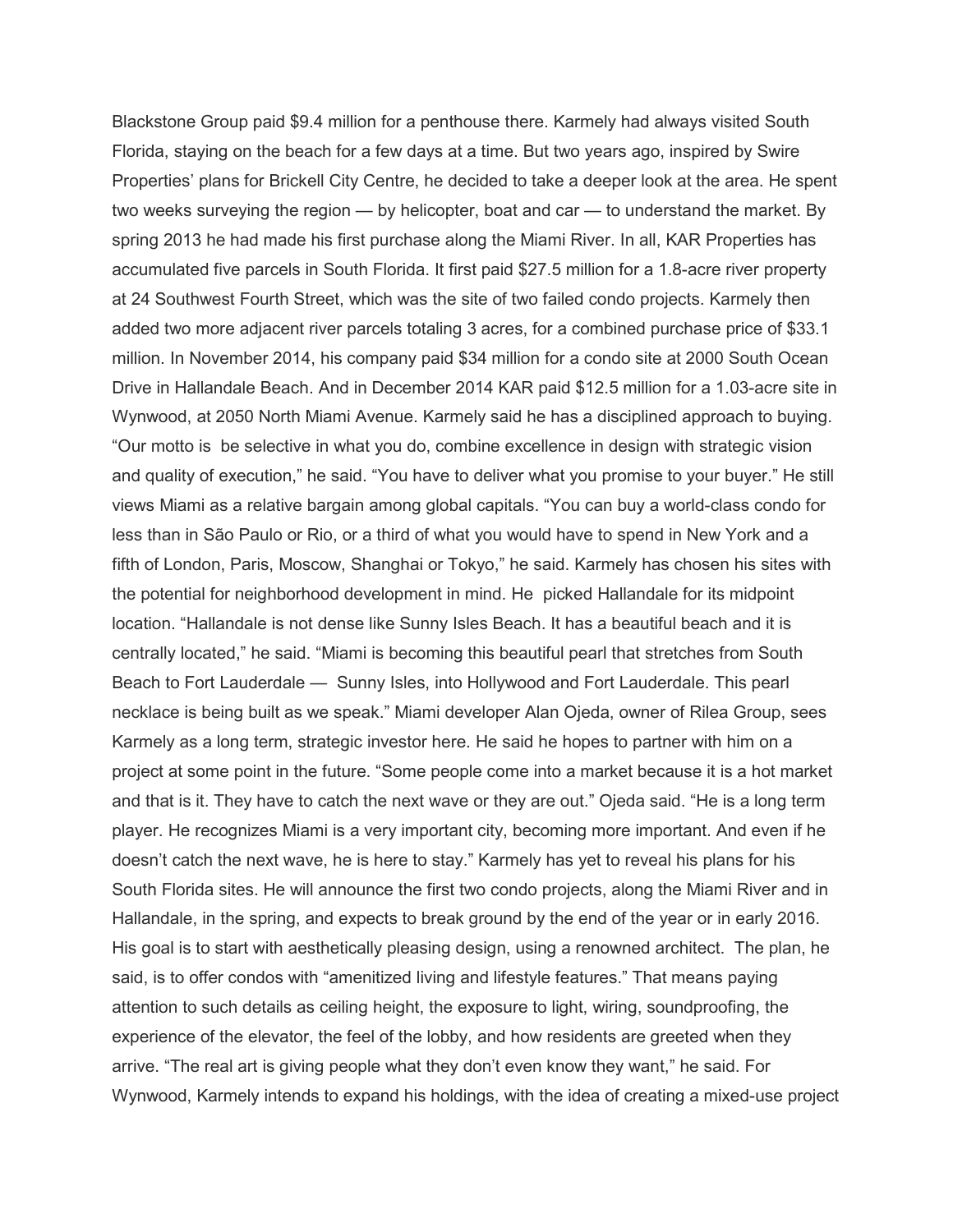Blackstone Group paid $9.4 million for a penthouse there. Karmely had always visited South Florida, staying on the beach for a few days at a time. But two years ago, inspired by Swire Properties' plans for Brickell City Centre, he decided to take a deeper look at the area. He spent two weeks surveying the region — by helicopter, boat and car — to understand the market. By spring 2013 he had made his first purchase along the Miami River. In all, KAR Properties has accumulated five parcels in South Florida. It first paid $27.5 million for a 1.8-acre river property at 24 Southwest Fourth Street, which was the site of two failed condo projects. Karmely then added two more adjacent river parcels totaling 3 acres, for a combined purchase price of $33.1 million. In November 2014, his company paid $34 million for a condo site at 2000 South Ocean Drive in Hallandale Beach. And in December 2014 KAR paid $12.5 million for a 1.03-acre site in Wynwood, at 2050 North Miami Avenue. Karmely said he has a disciplined approach to buying. "Our motto is be selective in what you do, combine excellence in design with strategic vision and quality of execution," he said. "You have to deliver what you promise to your buyer." He still views Miami as a relative bargain among global capitals. "You can buy a world-class condo for less than in São Paulo or Rio, or a third of what you would have to spend in New York and a fifth of London, Paris, Moscow, Shanghai or Tokyo," he said. Karmely has chosen his sites with the potential for neighborhood development in mind. He picked Hallandale for its midpoint location. "Hallandale is not dense like Sunny Isles Beach. It has a beautiful beach and it is centrally located," he said. "Miami is becoming this beautiful pearl that stretches from South Beach to Fort Lauderdale — Sunny Isles, into Hollywood and Fort Lauderdale. This pearl necklace is being built as we speak." Miami developer Alan Ojeda, owner of Rilea Group, sees Karmely as a long term, strategic investor here. He said he hopes to partner with him on a project at some point in the future. "Some people come into a market because it is a hot market and that is it. They have to catch the next wave or they are out." Ojeda said. "He is a long term player. He recognizes Miami is a very important city, becoming more important. And even if he doesn't catch the next wave, he is here to stay." Karmely has yet to reveal his plans for his South Florida sites. He will announce the first two condo projects, along the Miami River and in Hallandale, in the spring, and expects to break ground by the end of the year or in early 2016. His goal is to start with aesthetically pleasing design, using a renowned architect. The plan, he said, is to offer condos with "amenitized living and lifestyle features." That means paying attention to such details as ceiling height, the exposure to light, wiring, soundproofing, the experience of the elevator, the feel of the lobby, and how residents are greeted when they arrive. "The real art is giving people what they don't even know they want," he said. For Wynwood, Karmely intends to expand his holdings, with the idea of creating a mixed-use project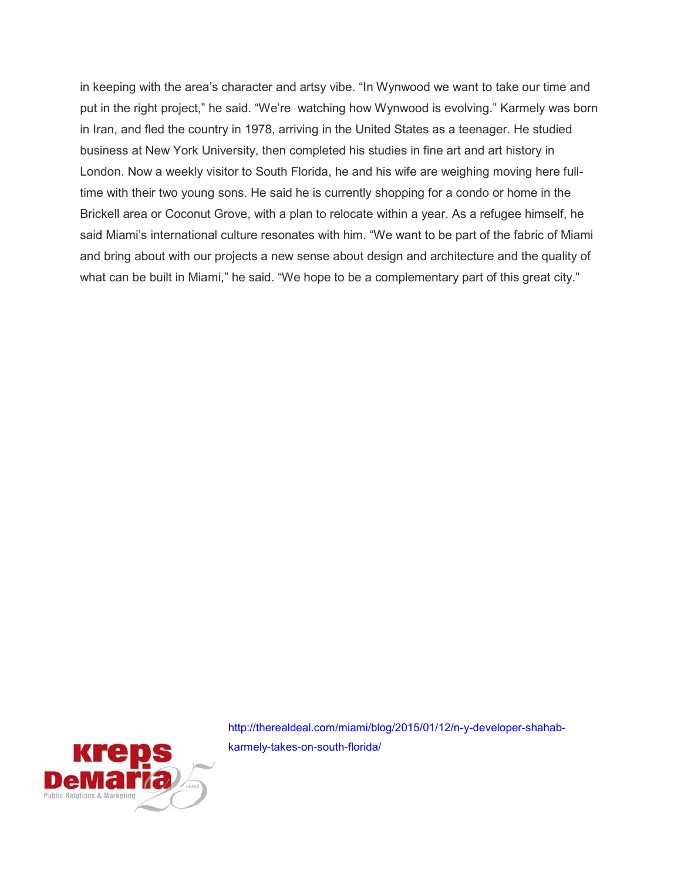in keeping with the area's character and artsy vibe. "In Wynwood we want to take our time and put in the right project," he said. "We're watching how Wynwood is evolving." Karmely was born in Iran, and fled the country in 1978, arriving in the United States as a teenager. He studied business at New York University, then completed his studies in fine art and art history in London. Now a weekly visitor to South Florida, he and his wife are weighing moving here full-time with their two young sons. He said he is currently shopping for a condo or home in the Brickell area or Coconut Grove, with a plan to relocate within a year. As a refugee himself, he said Miami's international culture resonates with him. "We want to be part of the fabric of Miami and bring about with our projects a new sense about design and architecture and the quality of what can be built in Miami," he said. "We hope to be a complementary part of this great city."

http://therealdeal.com/miami/blog/2015/01/12/n-y-developer-shahab-karmely-takes-on-south-florida/